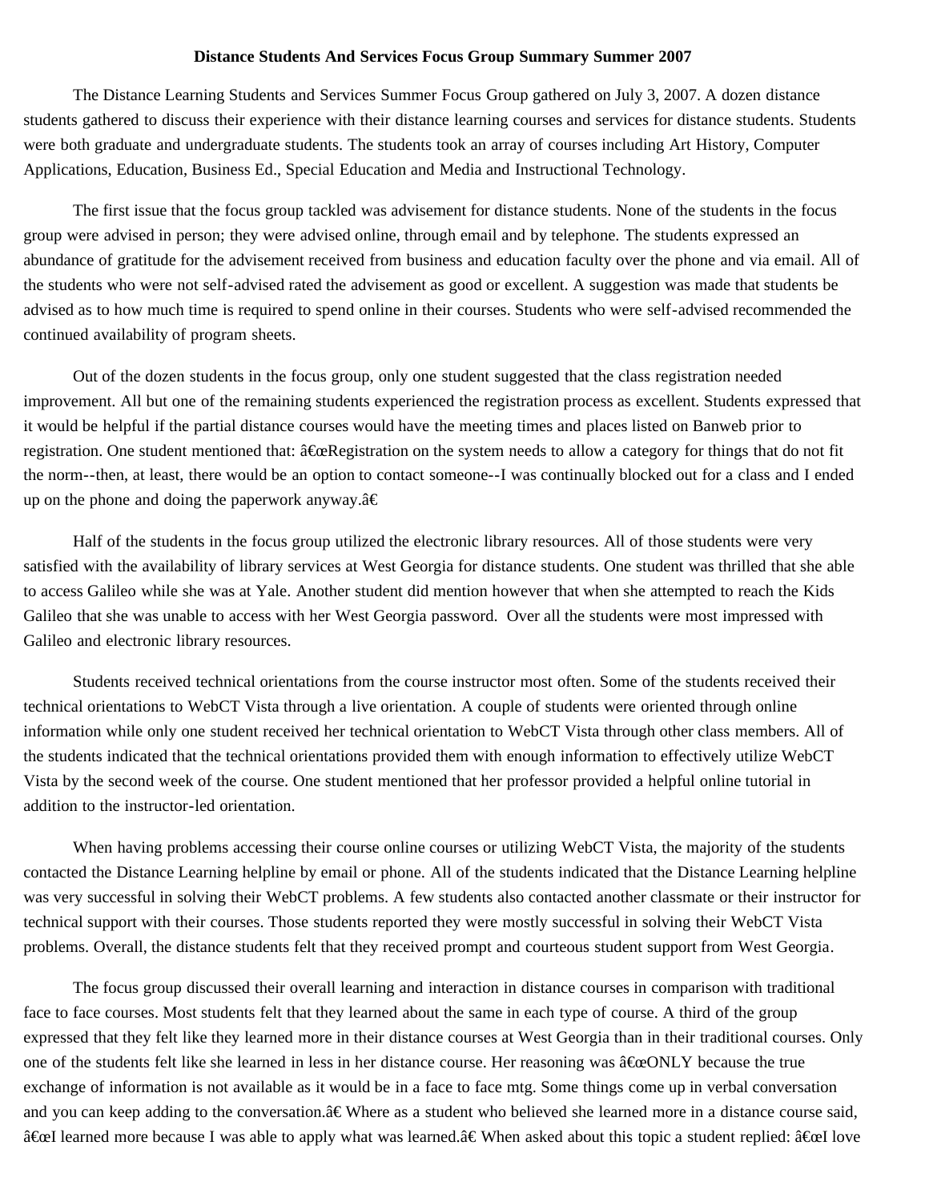# Distance Students And Services Focus Group Summary Summer 2007

The Distance Learning Students and Services Summer Focus Group gathered on July 3, 2007. A dozen distance students gathered to discuss their experience with their distance learning courses and services for distance students. Students were both graduate and undergraduate students. The students took an array of courses including Art History, Computer Applications, Education, Business Ed., Special Education and Media and Instructional Technology.

The first issue that the focus group tackled was advisement for distance students. None of the students in the focus group were advised in person; they were advised online, through email and by telephone. The students expressed an abundance of gratitude for the advisement received from business and education faculty over the phone and via email. All of the students who were not self-advised rated the advisement as good or excellent. A suggestion was made that students be advised as to how much time is required to spend online in their courses. Students who were self-advised recommended the continued availability of program sheets.

Out of the dozen students in the focus group, only one student suggested that the class registration needed improvement. All but one of the remaining students experienced the registration process as excellent. Students expressed that it would be helpful if the partial distance courses would have the meeting times and places listed on Banweb prior to registration. One student mentioned that: â€œRegistration on the system needs to allow a category for things that do not fit the norm--then, at least, there would be an option to contact someone--I was continually blocked out for a class and I ended up on the phone and doing the paperwork anyway.â€

Half of the students in the focus group utilized the electronic library resources. All of those students were very satisfied with the availability of library services at West Georgia for distance students. One student was thrilled that she able to access Galileo while she was at Yale. Another student did mention however that when she attempted to reach the Kids Galileo that she was unable to access with her West Georgia password. Over all the students were most impressed with Galileo and electronic library resources.

Students received technical orientations from the course instructor most often. Some of the students received their technical orientations to WebCT Vista through a live orientation. A couple of students were oriented through online information while only one student received her technical orientation to WebCT Vista through other class members. All of the students indicated that the technical orientations provided them with enough information to effectively utilize WebCT Vista by the second week of the course. One student mentioned that her professor provided a helpful online tutorial in addition to the instructor-led orientation.

When having problems accessing their course online courses or utilizing WebCT Vista, the majority of the students contacted the Distance Learning helpline by email or phone. All of the students indicated that the Distance Learning helpline was very successful in solving their WebCT problems. A few students also contacted another classmate or their instructor for technical support with their courses. Those students reported they were mostly successful in solving their WebCT Vista problems. Overall, the distance students felt that they received prompt and courteous student support from West Georgia.

The focus group discussed their overall learning and interaction in distance courses in comparison with traditional face to face courses. Most students felt that they learned about the same in each type of course. A third of the group expressed that they felt like they learned more in their distance courses at West Georgia than in their traditional courses. Only one of the students felt like she learned in less in her distance course. Her reasoning was â€œONLY because the true exchange of information is not available as it would be in a face to face mtg. Some things come up in verbal conversation and you can keep adding to the conversation.â€ Where as a student who believed she learned more in a distance course said, â€œI learned more because I was able to apply what was learned.â€ When asked about this topic a student replied: â€œI love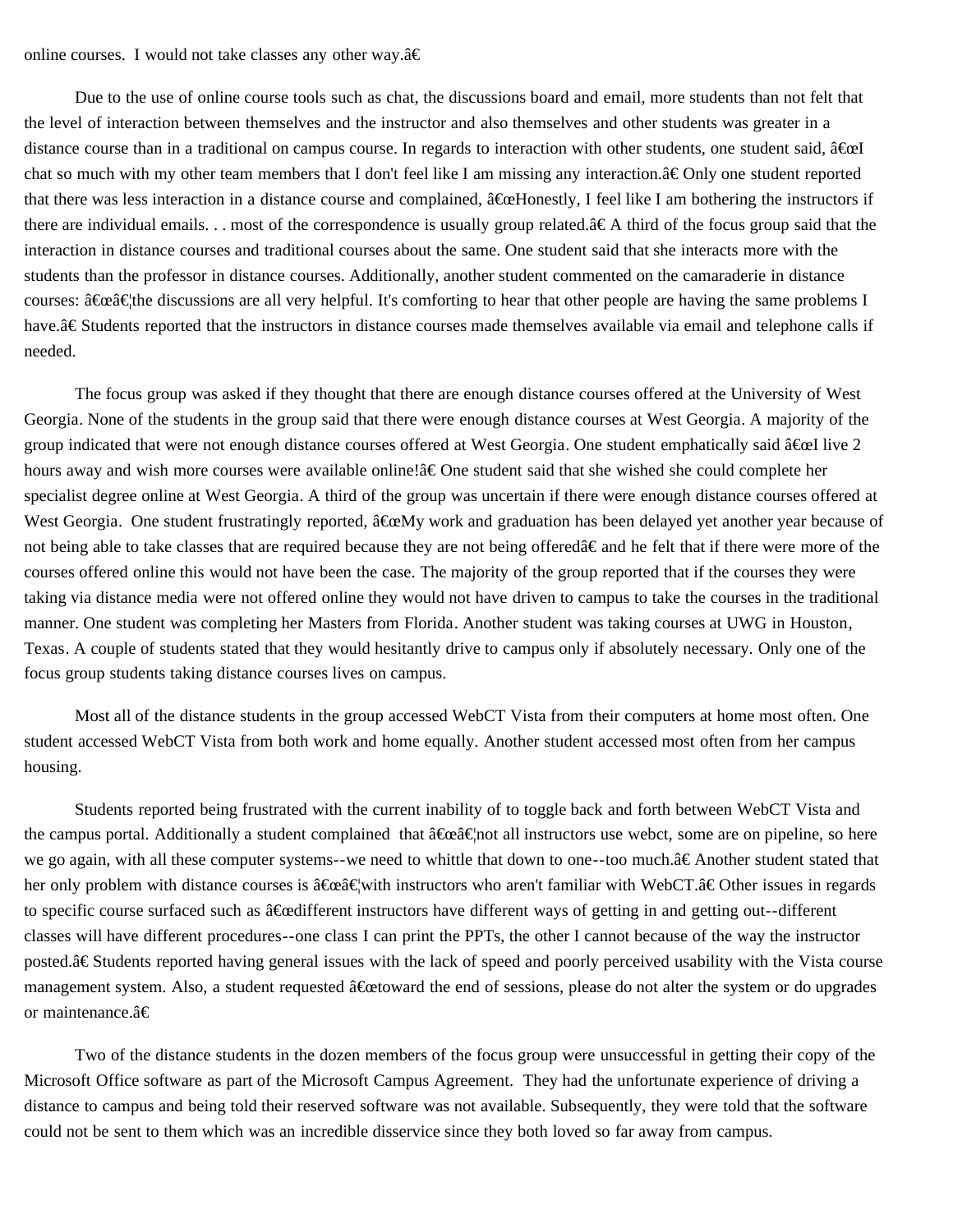online courses. I would not take classes any other way.â€

Due to the use of online course tools such as chat, the discussions board and email, more students than not felt that the level of interaction between themselves and the instructor and also themselves and other students was greater in a distance course than in a traditional on campus course. In regards to interaction with other students, one student said, â€œI chat so much with my other team members that I don't feel like I am missing any interaction.â€ Only one student reported that there was less interaction in a distance course and complained, â€œHonestly, I feel like I am bothering the instructors if there are individual emails. . . most of the correspondence is usually group related.â€ A third of the focus group said that the interaction in distance courses and traditional courses about the same. One student said that she interacts more with the students than the professor in distance courses. Additionally, another student commented on the camaraderie in distance courses: â€œâ€¦the discussions are all very helpful. It's comforting to hear that other people are having the same problems I have.â€ Students reported that the instructors in distance courses made themselves available via email and telephone calls if needed.

The focus group was asked if they thought that there are enough distance courses offered at the University of West Georgia. None of the students in the group said that there were enough distance courses at West Georgia. A majority of the group indicated that were not enough distance courses offered at West Georgia. One student emphatically said â€œI live 2 hours away and wish more courses were available online!â€ One student said that she wished she could complete her specialist degree online at West Georgia. A third of the group was uncertain if there were enough distance courses offered at West Georgia. One student frustratingly reported, â€œMy work and graduation has been delayed yet another year because of not being able to take classes that are required because they are not being offeredâ€ and he felt that if there were more of the courses offered online this would not have been the case. The majority of the group reported that if the courses they were taking via distance media were not offered online they would not have driven to campus to take the courses in the traditional manner. One student was completing her Masters from Florida. Another student was taking courses at UWG in Houston, Texas. A couple of students stated that they would hesitantly drive to campus only if absolutely necessary. Only one of the focus group students taking distance courses lives on campus.

Most all of the distance students in the group accessed WebCT Vista from their computers at home most often. One student accessed WebCT Vista from both work and home equally. Another student accessed most often from her campus housing.

Students reported being frustrated with the current inability of to toggle back and forth between WebCT Vista and the campus portal. Additionally a student complained that â€œâ€¦not all instructors use webct, some are on pipeline, so here we go again, with all these computer systems--we need to whittle that down to one--too much.â€ Another student stated that her only problem with distance courses is â€œâ€¦with instructors who aren't familiar with WebCT.â€ Other issues in regards to specific course surfaced such as â€œdifferent instructors have different ways of getting in and getting out--different classes will have different procedures--one class I can print the PPTs, the other I cannot because of the way the instructor posted.â€ Students reported having general issues with the lack of speed and poorly perceived usability with the Vista course management system. Also, a student requested â€œtoward the end of sessions, please do not alter the system or do upgrades or maintenance.â€

Two of the distance students in the dozen members of the focus group were unsuccessful in getting their copy of the Microsoft Office software as part of the Microsoft Campus Agreement. They had the unfortunate experience of driving a distance to campus and being told their reserved software was not available. Subsequently, they were told that the software could not be sent to them which was an incredible disservice since they both loved so far away from campus.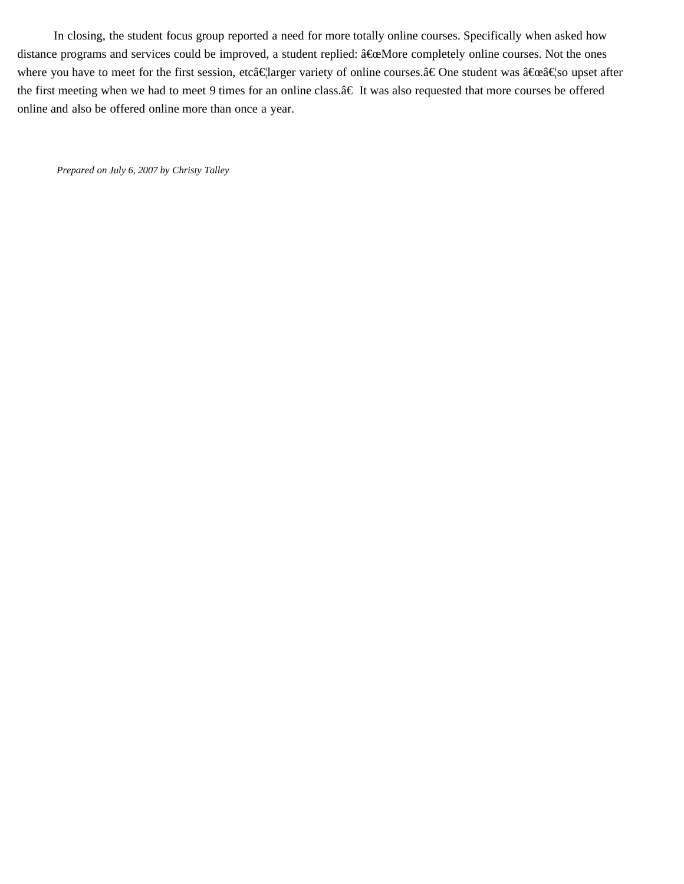In closing, the student focus group reported a need for more totally online courses. Specifically when asked how distance programs and services could be improved, a student replied: â€œMore completely online courses. Not the ones where you have to meet for the first session, etcâ€¦larger variety of online courses.â€ One student was â€œâ€¦so upset after the first meeting when we had to meet 9 times for an online class.â€ It was also requested that more courses be offered online and also be offered online more than once a year.

*Prepared on July 6, 2007 by Christy Talley*